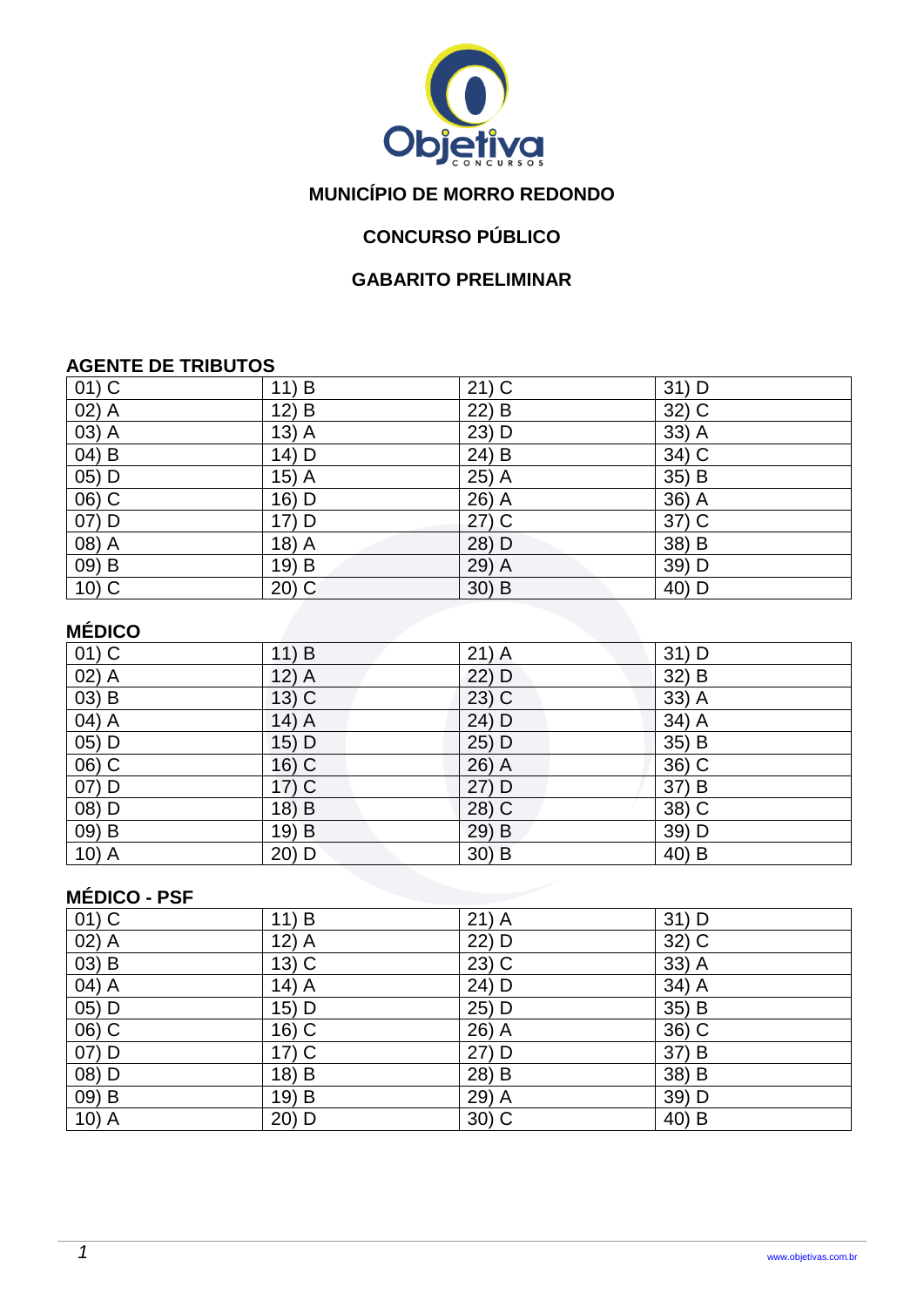## MUNICÍPIO DE MORRO REDONDO

## CONCURSO PÚBLICO

## GABARITO PRELIMINAR

### AGENTE DE TRIBUTOS

| | | | |
|---|---|---|---|
| 01) C | 11) B | 21) C | 31) D |
| 02) A | 12) B | 22) B | 32) C |
| 03) A | 13) A | 23) D | 33) A |
| 04) B | 14) D | 24) B | 34) C |
| 05) D | 15) A | 25) A | 35) B |
| 06) C | 16) D | 26) A | 36) A |
| 07) D | 17) D | 27) C | 37) C |
| 08) A | 18) A | 28) D | 38) B |
| 09) B | 19) B | 29) A | 39) D |
| 10) C | 20) C | 30) B | 40) D |

### MÉDICO

| | | | |
|---|---|---|---|
| 01) C | 11) B | 21) A | 31) D |
| 02) A | 12) A | 22) D | 32) B |
| 03) B | 13) C | 23) C | 33) A |
| 04) A | 14) A | 24) D | 34) A |
| 05) D | 15) D | 25) D | 35) B |
| 06) C | 16) C | 26) A | 36) C |
| 07) D | 17) C | 27) D | 37) B |
| 08) D | 18) B | 28) C | 38) C |
| 09) B | 19) B | 29) B | 39) D |
| 10) A | 20) D | 30) B | 40) B |

### MÉDICO - PSF

| | | | |
|---|---|---|---|
| 01) C | 11) B | 21) A | 31) D |
| 02) A | 12) A | 22) D | 32) C |
| 03) B | 13) C | 23) C | 33) A |
| 04) A | 14) A | 24) D | 34) A |
| 05) D | 15) D | 25) D | 35) B |
| 06) C | 16) C | 26) A | 36) C |
| 07) D | 17) C | 27) D | 37) B |
| 08) D | 18) B | 28) B | 38) B |
| 09) B | 19) B | 29) A | 39) D |
| 10) A | 20) D | 30) C | 40) B |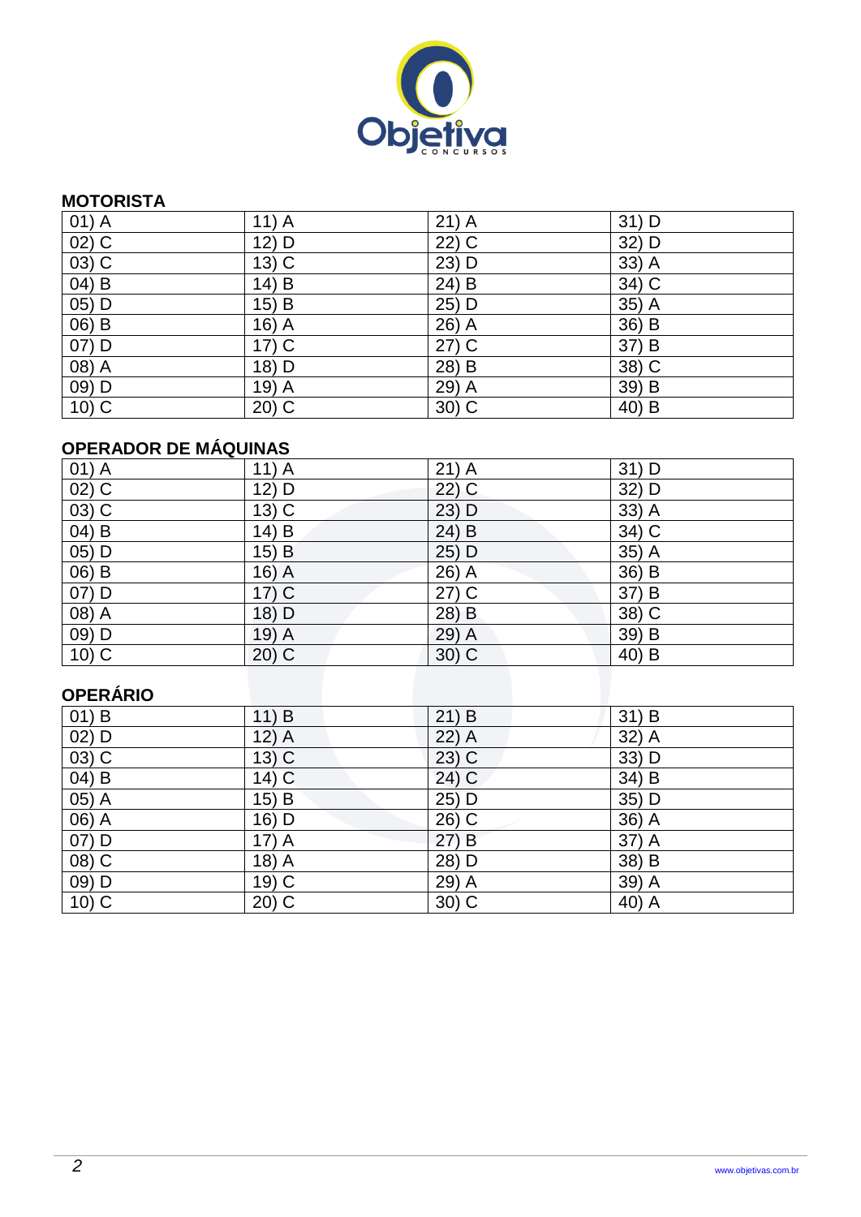**MOTORISTA**

| 01) A | 11) A | 21) A | 31) D |
|---|---|---|---|
| 02) C | 12) D | 22) C | 32) D |
| 03) C | 13) C | 23) D | 33) A |
| 04) B | 14) B | 24) B | 34) C |
| 05) D | 15) B | 25) D | 35) A |
| 06) B | 16) A | 26) A | 36) B |
| 07) D | 17) C | 27) C | 37) B |
| 08) A | 18) D | 28) B | 38) C |
| 09) D | 19) A | 29) A | 39) B |
| 10) C | 20) C | 30) C | 40) B |

**OPERADOR DE MÁQUINAS**

| 01) A | 11) A | 21) A | 31) D |
|---|---|---|---|
| 02) C | 12) D | 22) C | 32) D |
| 03) C | 13) C | 23) D | 33) A |
| 04) B | 14) B | 24) B | 34) C |
| 05) D | 15) B | 25) D | 35) A |
| 06) B | 16) A | 26) A | 36) B |
| 07) D | 17) C | 27) C | 37) B |
| 08) A | 18) D | 28) B | 38) C |
| 09) D | 19) A | 29) A | 39) B |
| 10) C | 20) C | 30) C | 40) B |

**OPERÁRIO**

| 01) B | 11) B | 21) B | 31) B |
|---|---|---|---|
| 02) D | 12) A | 22) A | 32) A |
| 03) C | 13) C | 23) C | 33) D |
| 04) B | 14) C | 24) C | 34) B |
| 05) A | 15) B | 25) D | 35) D |
| 06) A | 16) D | 26) C | 36) A |
| 07) D | 17) A | 27) B | 37) A |
| 08) C | 18) A | 28) D | 38) B |
| 09) D | 19) C | 29) A | 39) A |
| 10) C | 20) C | 30) C | 40) A |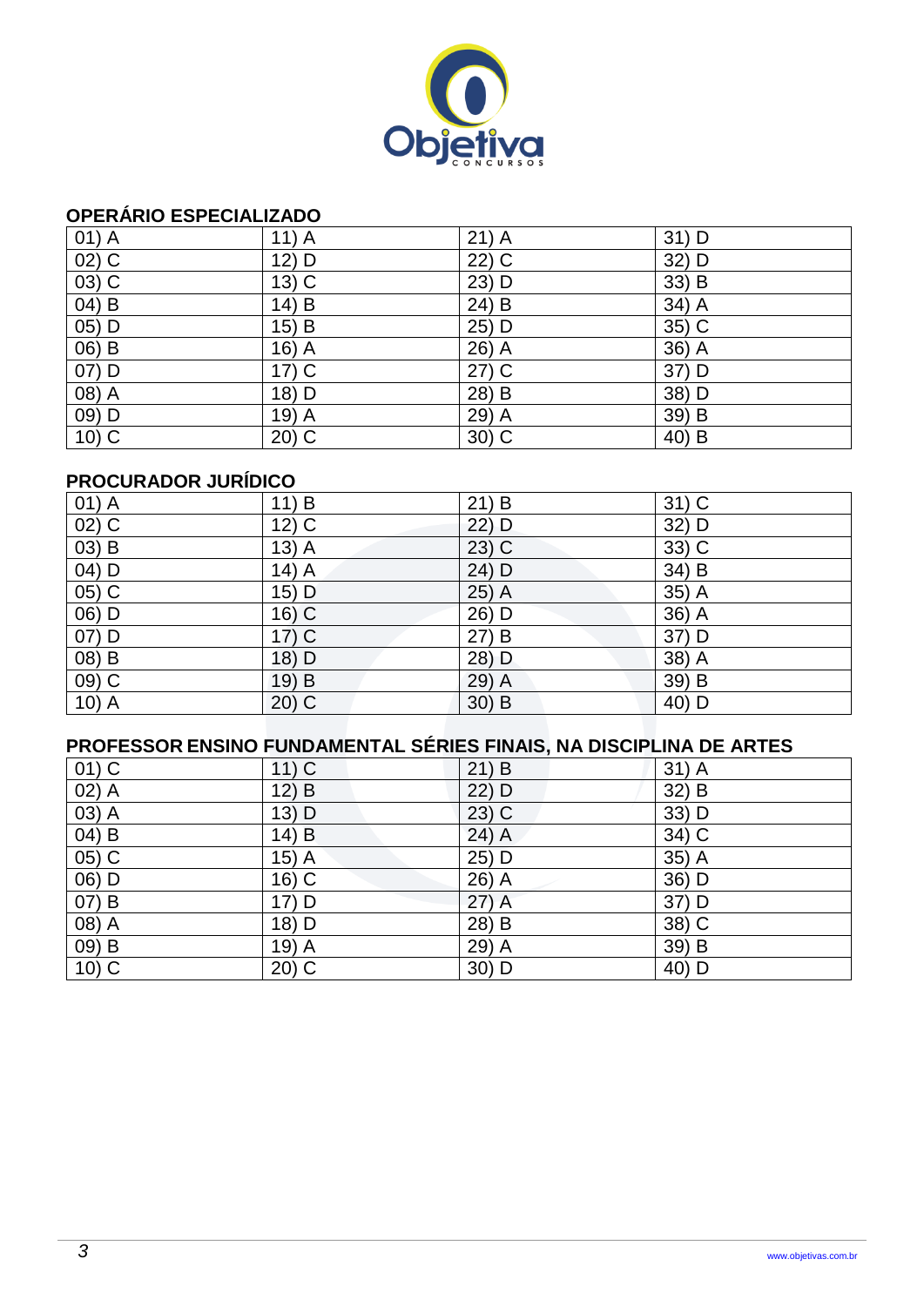## OPERÁRIO ESPECIALIZADO

| | | | |
|---|---|---|---|
| 01) A | 11) A | 21) A | 31) D |
| 02) C | 12) D | 22) C | 32) D |
| 03) C | 13) C | 23) D | 33) B |
| 04) B | 14) B | 24) B | 34) A |
| 05) D | 15) B | 25) D | 35) C |
| 06) B | 16) A | 26) A | 36) A |
| 07) D | 17) C | 27) C | 37) D |
| 08) A | 18) D | 28) B | 38) D |
| 09) D | 19) A | 29) A | 39) B |
| 10) C | 20) C | 30) C | 40) B |

## PROCURADOR JURÍDICO

| | | | |
|---|---|---|---|
| 01) A | 11) B | 21) B | 31) C |
| 02) C | 12) C | 22) D | 32) D |
| 03) B | 13) A | 23) C | 33) C |
| 04) D | 14) A | 24) D | 34) B |
| 05) C | 15) D | 25) A | 35) A |
| 06) D | 16) C | 26) D | 36) A |
| 07) D | 17) C | 27) B | 37) D |
| 08) B | 18) D | 28) D | 38) A |
| 09) C | 19) B | 29) A | 39) B |
| 10) A | 20) C | 30) B | 40) D |

## PROFESSOR ENSINO FUNDAMENTAL SÉRIES FINAIS, NA DISCIPLINA DE ARTES

| | | | |
|---|---|---|---|
| 01) C | 11) C | 21) B | 31) A |
| 02) A | 12) B | 22) D | 32) B |
| 03) A | 13) D | 23) C | 33) D |
| 04) B | 14) B | 24) A | 34) C |
| 05) C | 15) A | 25) D | 35) A |
| 06) D | 16) C | 26) A | 36) D |
| 07) B | 17) D | 27) A | 37) D |
| 08) A | 18) D | 28) B | 38) C |
| 09) B | 19) A | 29) A | 39) B |
| 10) C | 20) C | 30) D | 40) D |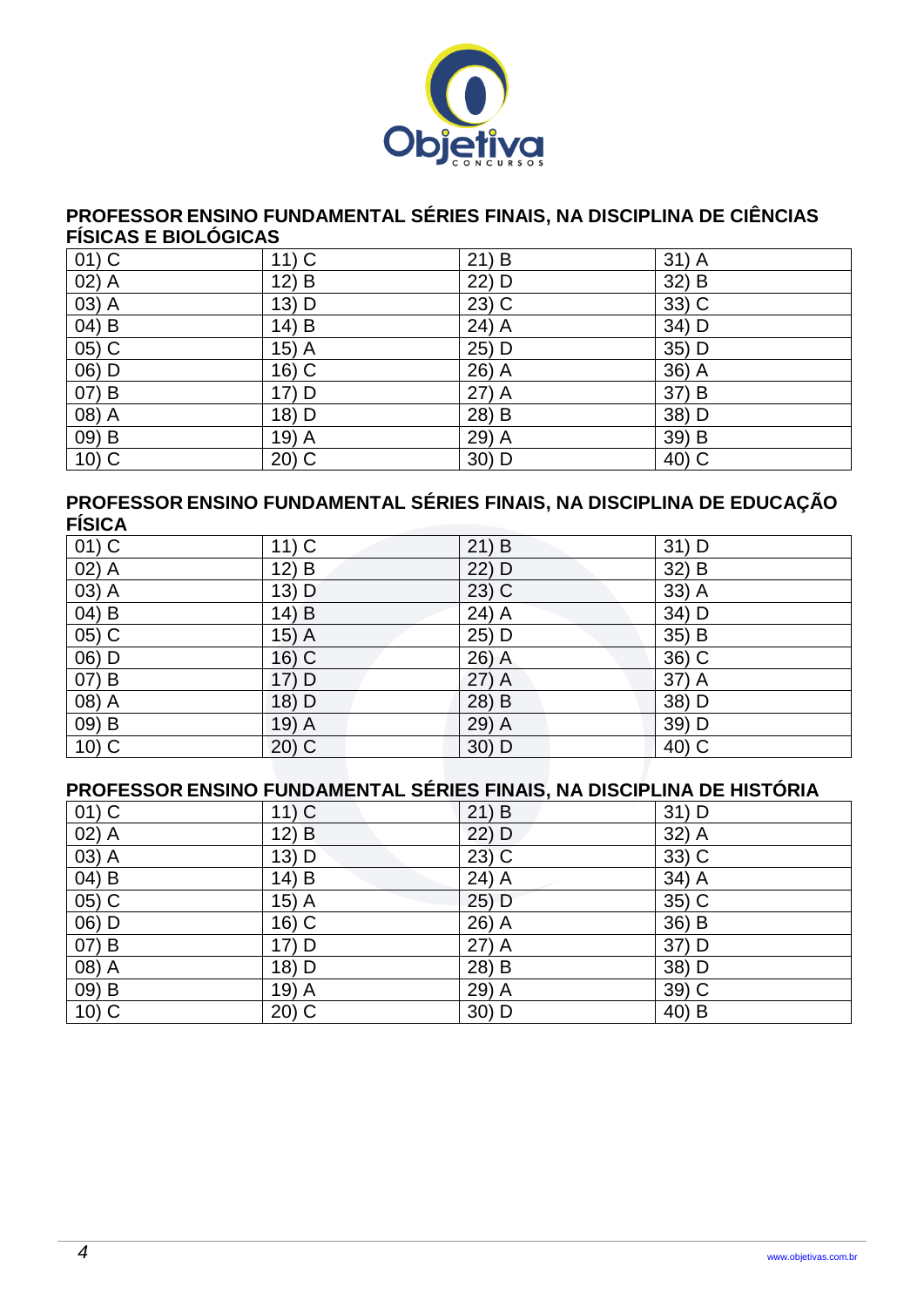## PROFESSOR ENSINO FUNDAMENTAL SÉRIES FINAIS, NA DISCIPLINA DE CIÊNCIAS FÍSICAS E BIOLÓGICAS

| | | | |
|---|---|---|---|
| 01) C | 11) C | 21) B | 31) A |
| 02) A | 12) B | 22) D | 32) B |
| 03) A | 13) D | 23) C | 33) C |
| 04) B | 14) B | 24) A | 34) D |
| 05) C | 15) A | 25) D | 35) D |
| 06) D | 16) C | 26) A | 36) A |
| 07) B | 17) D | 27) A | 37) B |
| 08) A | 18) D | 28) B | 38) D |
| 09) B | 19) A | 29) A | 39) B |
| 10) C | 20) C | 30) D | 40) C |

## PROFESSOR ENSINO FUNDAMENTAL SÉRIES FINAIS, NA DISCIPLINA DE EDUCAÇÃO FÍSICA

| | | | |
|---|---|---|---|
| 01) C | 11) C | 21) B | 31) D |
| 02) A | 12) B | 22) D | 32) B |
| 03) A | 13) D | 23) C | 33) A |
| 04) B | 14) B | 24) A | 34) D |
| 05) C | 15) A | 25) D | 35) B |
| 06) D | 16) C | 26) A | 36) C |
| 07) B | 17) D | 27) A | 37) A |
| 08) A | 18) D | 28) B | 38) D |
| 09) B | 19) A | 29) A | 39) D |
| 10) C | 20) C | 30) D | 40) C |

## PROFESSOR ENSINO FUNDAMENTAL SÉRIES FINAIS, NA DISCIPLINA DE HISTÓRIA

| | | | |
|---|---|---|---|
| 01) C | 11) C | 21) B | 31) D |
| 02) A | 12) B | 22) D | 32) A |
| 03) A | 13) D | 23) C | 33) C |
| 04) B | 14) B | 24) A | 34) A |
| 05) C | 15) A | 25) D | 35) C |
| 06) D | 16) C | 26) A | 36) B |
| 07) B | 17) D | 27) A | 37) D |
| 08) A | 18) D | 28) B | 38) D |
| 09) B | 19) A | 29) A | 39) C |
| 10) C | 20) C | 30) D | 40) B |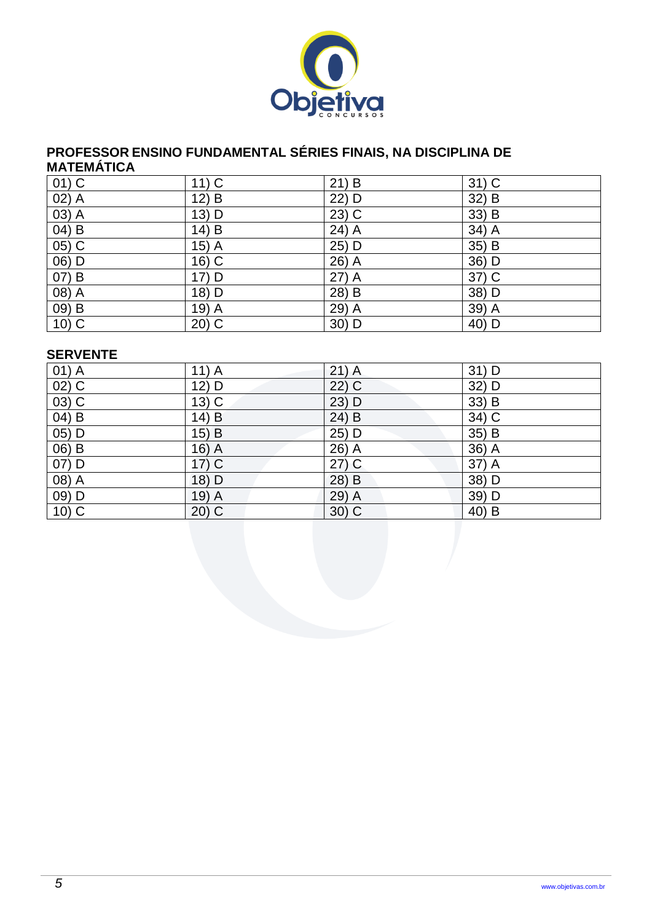## PROFESSOR ENSINO FUNDAMENTAL SÉRIES FINAIS, NA DISCIPLINA DE MATEMÁTICA

| | | | |
|---|---|---|---|
| 01) C | 11) C | 21) B | 31) C |
| 02) A | 12) B | 22) D | 32) B |
| 03) A | 13) D | 23) C | 33) B |
| 04) B | 14) B | 24) A | 34) A |
| 05) C | 15) A | 25) D | 35) B |
| 06) D | 16) C | 26) A | 36) D |
| 07) B | 17) D | 27) A | 37) C |
| 08) A | 18) D | 28) B | 38) D |
| 09) B | 19) A | 29) A | 39) A |
| 10) C | 20) C | 30) D | 40) D |

## SERVENTE

| | | | |
|---|---|---|---|
| 01) A | 11) A | 21) A | 31) D |
| 02) C | 12) D | 22) C | 32) D |
| 03) C | 13) C | 23) D | 33) B |
| 04) B | 14) B | 24) B | 34) C |
| 05) D | 15) B | 25) D | 35) B |
| 06) B | 16) A | 26) A | 36) A |
| 07) D | 17) C | 27) C | 37) A |
| 08) A | 18) D | 28) B | 38) D |
| 09) D | 19) A | 29) A | 39) D |
| 10) C | 20) C | 30) C | 40) B |